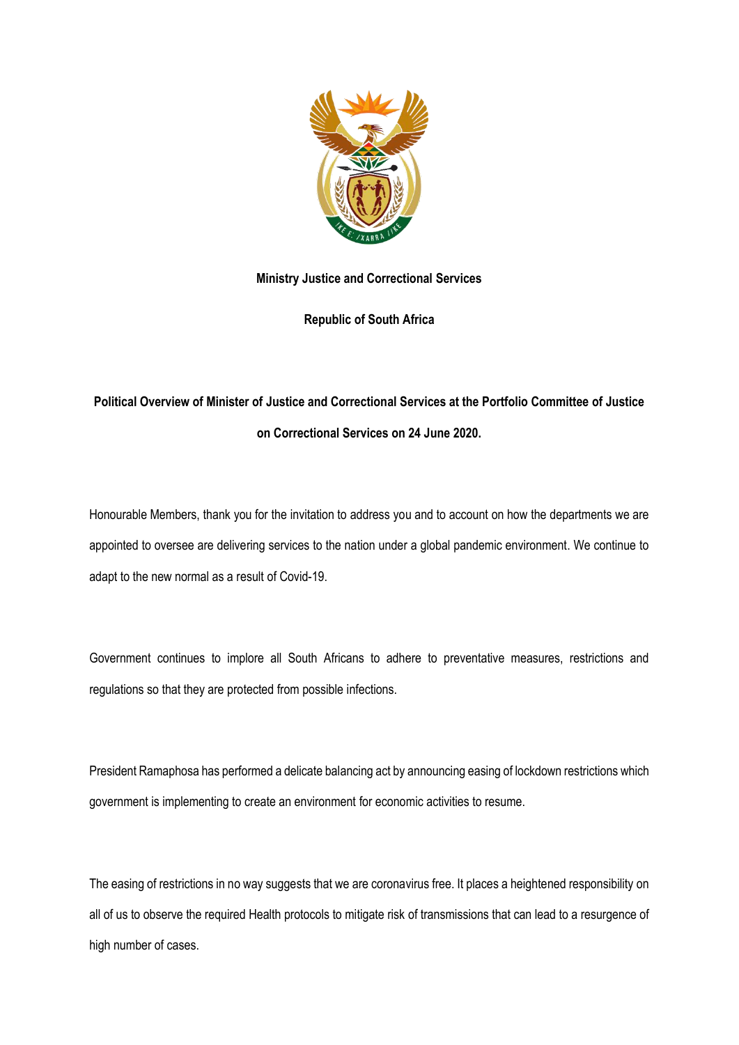**Ministry Justice and Correctional Services**

**Republic of South Africa**

**Political Overview of Minister of Justice and Correctional Services at the Portfolio Committee of Justice on Correctional Services on 24 June 2020.**

Honourable Members, thank you for the invitation to address you and to account on how the departments we are appointed to oversee are delivering services to the nation under a global pandemic environment. We continue to adapt to the new normal as a result of Covid-19.

Government continues to implore all South Africans to adhere to preventative measures, restrictions and regulations so that they are protected from possible infections.

President Ramaphosa has performed a delicate balancing act by announcing easing of lockdown restrictions which government is implementing to create an environment for economic activities to resume.

The easing of restrictions in no way suggests that we are coronavirus free. It places a heightened responsibility on all of us to observe the required Health protocols to mitigate risk of transmissions that can lead to a resurgence of high number of cases.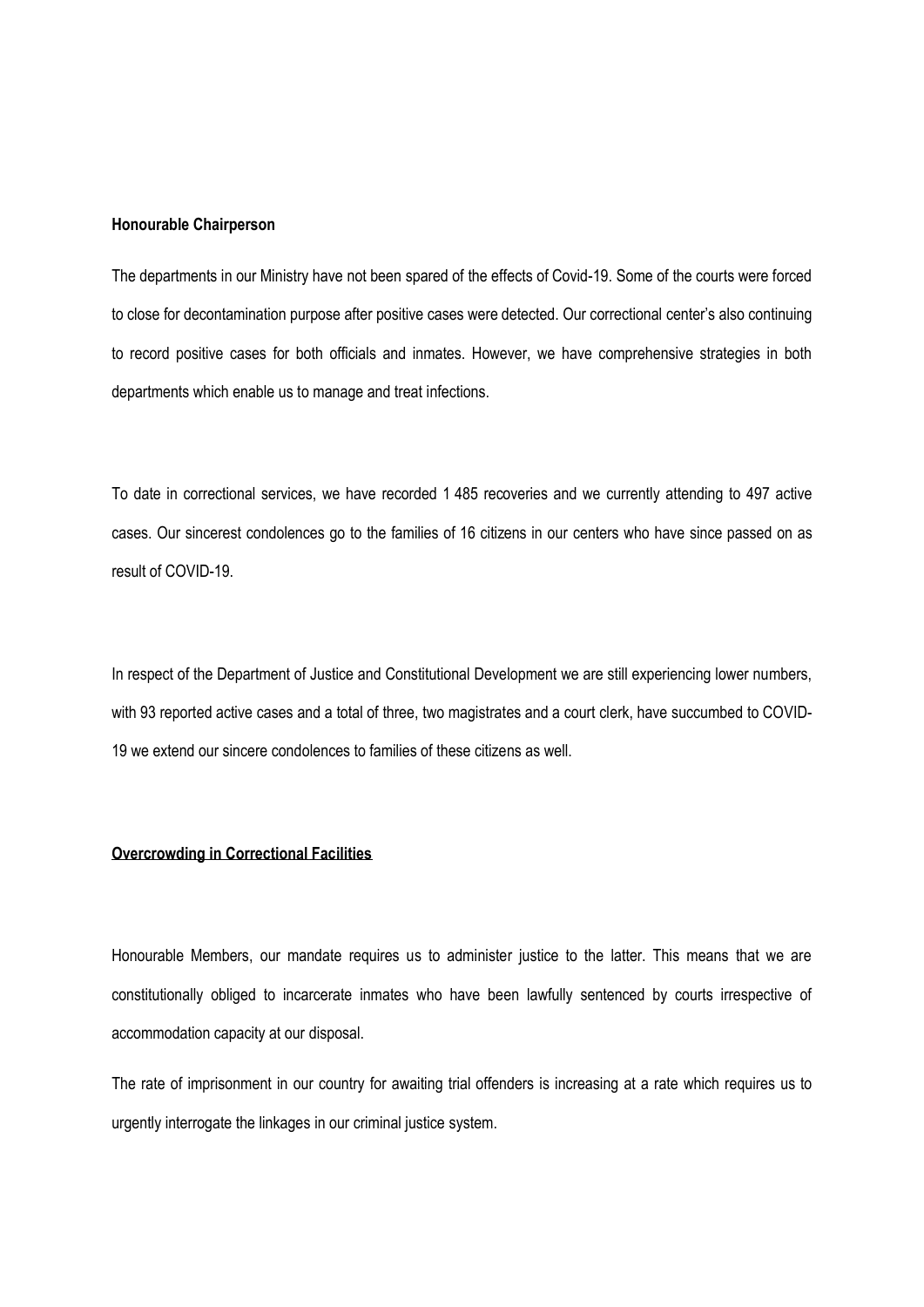**Honourable Chairperson**

The departments in our Ministry have not been spared of the effects of Covid-19. Some of the courts were forced to close for decontamination purpose after positive cases were detected. Our correctional center's also continuing to record positive cases for both officials and inmates. However, we have comprehensive strategies in both departments which enable us to manage and treat infections.

To date in correctional services, we have recorded 1 485 recoveries and we currently attending to 497 active cases. Our sincerest condolences go to the families of 16 citizens in our centers who have since passed on as result of COVID-19.

In respect of the Department of Justice and Constitutional Development we are still experiencing lower numbers, with 93 reported active cases and a total of three, two magistrates and a court clerk, have succumbed to COVID-19 we extend our sincere condolences to families of these citizens as well.

**Overcrowding in Correctional Facilities**

Honourable Members, our mandate requires us to administer justice to the latter. This means that we are constitutionally obliged to incarcerate inmates who have been lawfully sentenced by courts irrespective of accommodation capacity at our disposal.

The rate of imprisonment in our country for awaiting trial offenders is increasing at a rate which requires us to urgently interrogate the linkages in our criminal justice system.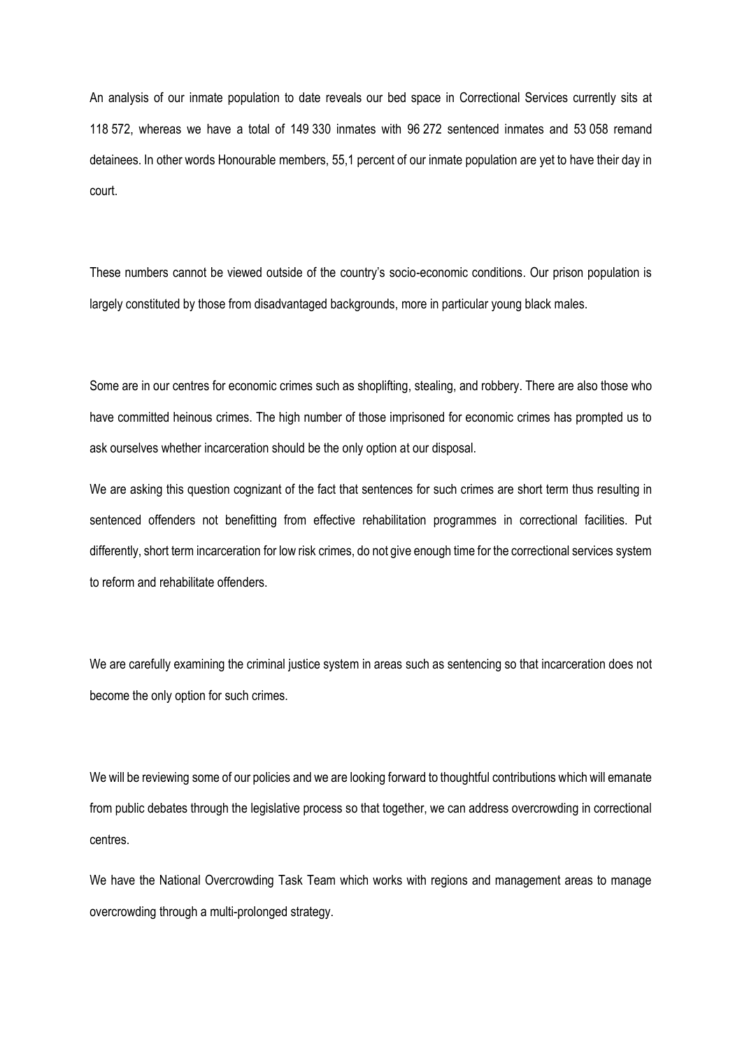An analysis of our inmate population to date reveals our bed space in Correctional Services currently sits at 118 572, whereas we have a total of 149 330 inmates with 96 272 sentenced inmates and 53 058 remand detainees. In other words Honourable members, 55,1 percent of our inmate population are yet to have their day in court.

These numbers cannot be viewed outside of the country's socio-economic conditions. Our prison population is largely constituted by those from disadvantaged backgrounds, more in particular young black males.

Some are in our centres for economic crimes such as shoplifting, stealing, and robbery. There are also those who have committed heinous crimes. The high number of those imprisoned for economic crimes has prompted us to ask ourselves whether incarceration should be the only option at our disposal.

We are asking this question cognizant of the fact that sentences for such crimes are short term thus resulting in sentenced offenders not benefitting from effective rehabilitation programmes in correctional facilities. Put differently, short term incarceration for low risk crimes, do not give enough time for the correctional services system to reform and rehabilitate offenders.

We are carefully examining the criminal justice system in areas such as sentencing so that incarceration does not become the only option for such crimes.

We will be reviewing some of our policies and we are looking forward to thoughtful contributions which will emanate from public debates through the legislative process so that together, we can address overcrowding in correctional centres.

We have the National Overcrowding Task Team which works with regions and management areas to manage overcrowding through a multi-prolonged strategy.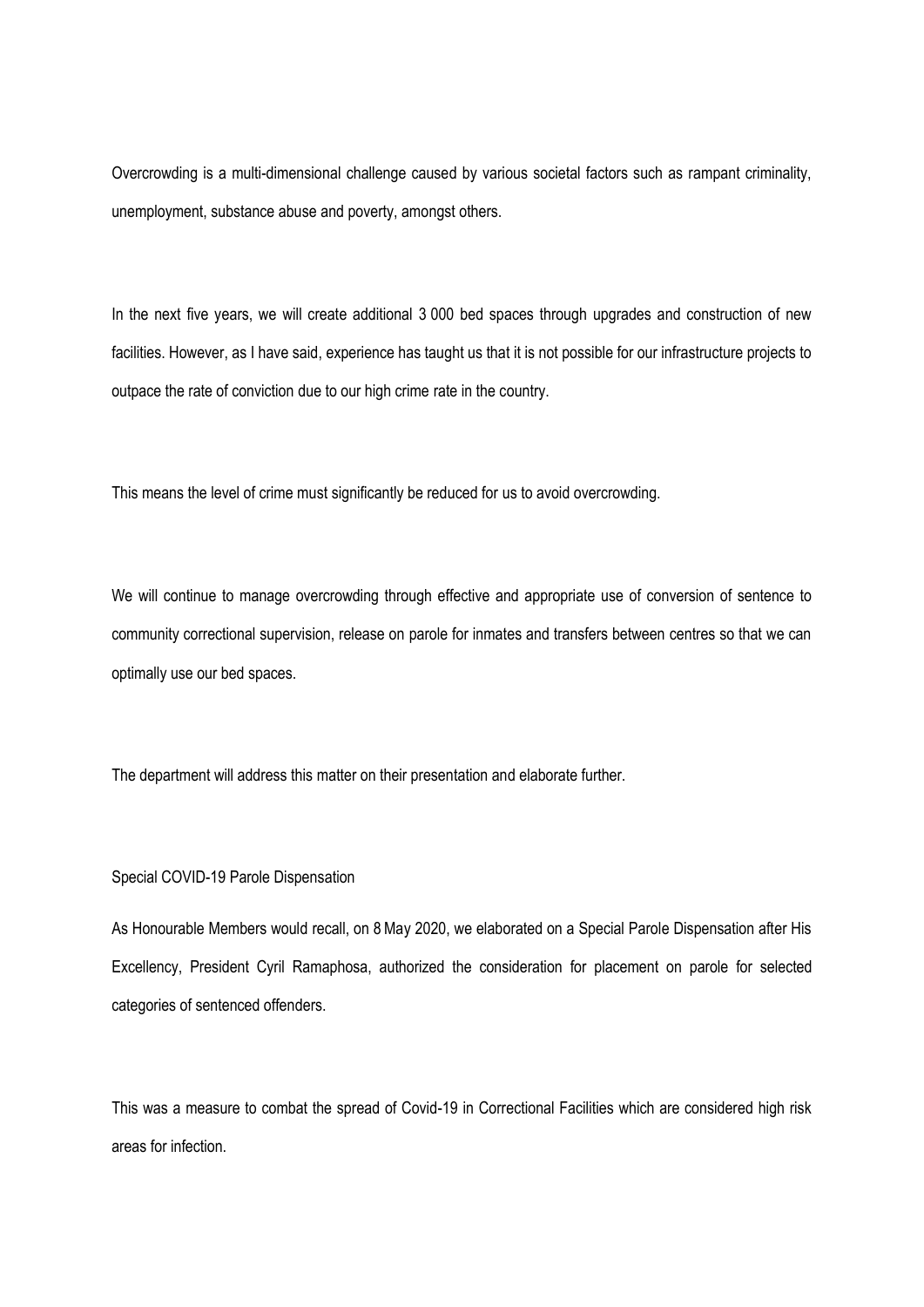Overcrowding is a multi-dimensional challenge caused by various societal factors such as rampant criminality, unemployment, substance abuse and poverty, amongst others.

In the next five years, we will create additional 3 000 bed spaces through upgrades and construction of new facilities. However, as I have said, experience has taught us that it is not possible for our infrastructure projects to outpace the rate of conviction due to our high crime rate in the country.

This means the level of crime must significantly be reduced for us to avoid overcrowding.

We will continue to manage overcrowding through effective and appropriate use of conversion of sentence to community correctional supervision, release on parole for inmates and transfers between centres so that we can optimally use our bed spaces.

The department will address this matter on their presentation and elaborate further.

## Special COVID-19 Parole Dispensation

As Honourable Members would recall, on 8 May 2020, we elaborated on a Special Parole Dispensation after His Excellency, President Cyril Ramaphosa, authorized the consideration for placement on parole for selected categories of sentenced offenders.

This was a measure to combat the spread of Covid-19 in Correctional Facilities which are considered high risk areas for infection.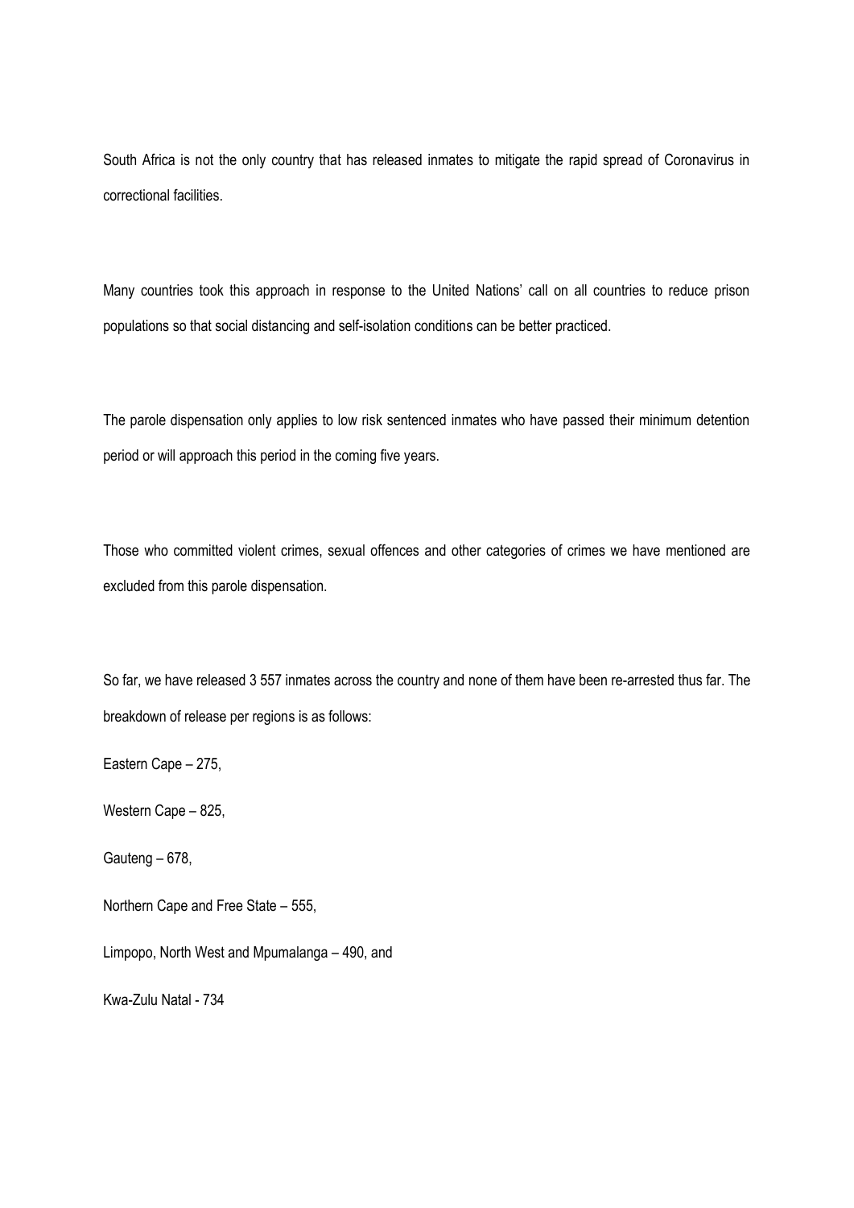South Africa is not the only country that has released inmates to mitigate the rapid spread of Coronavirus in correctional facilities.

Many countries took this approach in response to the United Nations' call on all countries to reduce prison populations so that social distancing and self-isolation conditions can be better practiced.

The parole dispensation only applies to low risk sentenced inmates who have passed their minimum detention period or will approach this period in the coming five years.

Those who committed violent crimes, sexual offences and other categories of crimes we have mentioned are excluded from this parole dispensation.

So far, we have released 3 557 inmates across the country and none of them have been re-arrested thus far. The breakdown of release per regions is as follows:

Eastern Cape – 275,

Western Cape – 825,

Gauteng – 678,

Northern Cape and Free State – 555,

Limpopo, North West and Mpumalanga – 490, and

Kwa-Zulu Natal - 734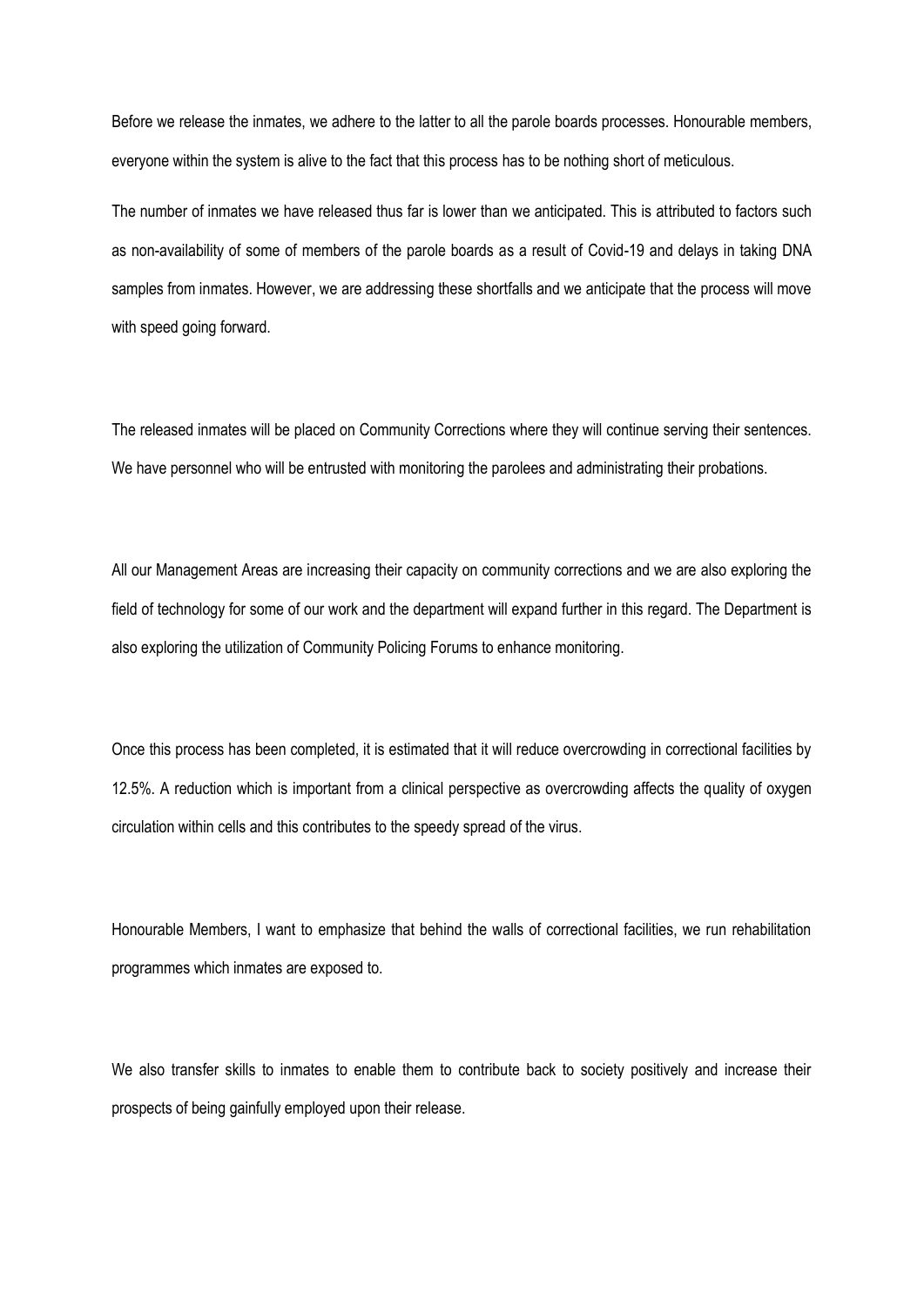Before we release the inmates, we adhere to the latter to all the parole boards processes. Honourable members, everyone within the system is alive to the fact that this process has to be nothing short of meticulous.

The number of inmates we have released thus far is lower than we anticipated. This is attributed to factors such as non-availability of some of members of the parole boards as a result of Covid-19 and delays in taking DNA samples from inmates. However, we are addressing these shortfalls and we anticipate that the process will move with speed going forward.

The released inmates will be placed on Community Corrections where they will continue serving their sentences. We have personnel who will be entrusted with monitoring the parolees and administrating their probations.

All our Management Areas are increasing their capacity on community corrections and we are also exploring the field of technology for some of our work and the department will expand further in this regard. The Department is also exploring the utilization of Community Policing Forums to enhance monitoring.

Once this process has been completed, it is estimated that it will reduce overcrowding in correctional facilities by 12.5%. A reduction which is important from a clinical perspective as overcrowding affects the quality of oxygen circulation within cells and this contributes to the speedy spread of the virus.

Honourable Members, I want to emphasize that behind the walls of correctional facilities, we run rehabilitation programmes which inmates are exposed to.

We also transfer skills to inmates to enable them to contribute back to society positively and increase their prospects of being gainfully employed upon their release.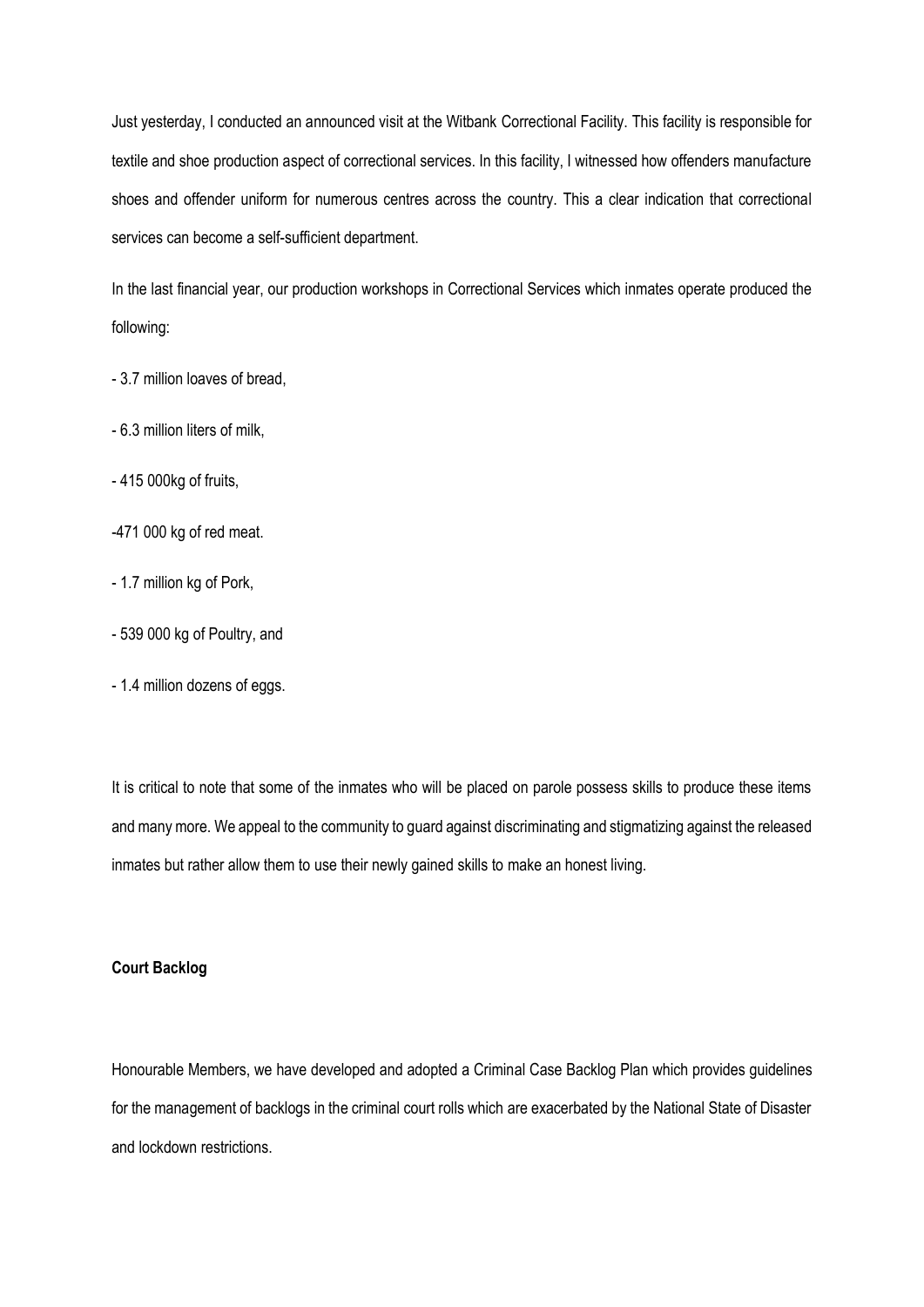Just yesterday, I conducted an announced visit at the Witbank Correctional Facility. This facility is responsible for textile and shoe production aspect of correctional services. In this facility, I witnessed how offenders manufacture shoes and offender uniform for numerous centres across the country. This a clear indication that correctional services can become a self-sufficient department.

In the last financial year, our production workshops in Correctional Services which inmates operate produced the following:

- 3.7 million loaves of bread,
- 6.3 million liters of milk,
- 415 000kg of fruits,
- 471 000 kg of red meat.
- 1.7 million kg of Pork,
- 539 000 kg of Poultry, and
- 1.4 million dozens of eggs.

It is critical to note that some of the inmates who will be placed on parole possess skills to produce these items and many more. We appeal to the community to guard against discriminating and stigmatizing against the released inmates but rather allow them to use their newly gained skills to make an honest living.

**Court Backlog**

Honourable Members, we have developed and adopted a Criminal Case Backlog Plan which provides guidelines for the management of backlogs in the criminal court rolls which are exacerbated by the National State of Disaster and lockdown restrictions.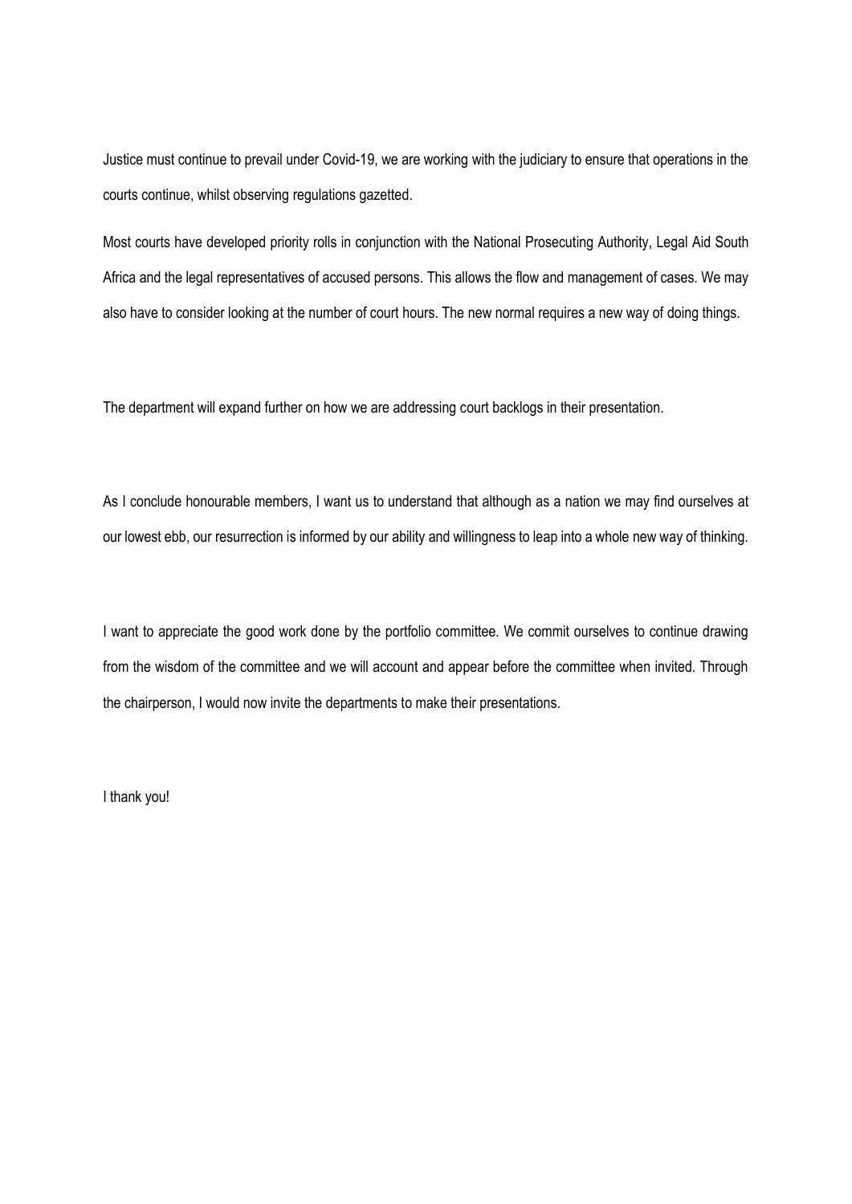Justice must continue to prevail under Covid-19, we are working with the judiciary to ensure that operations in the courts continue, whilst observing regulations gazetted.

Most courts have developed priority rolls in conjunction with the National Prosecuting Authority, Legal Aid South Africa and the legal representatives of accused persons. This allows the flow and management of cases. We may also have to consider looking at the number of court hours. The new normal requires a new way of doing things.

The department will expand further on how we are addressing court backlogs in their presentation.

As I conclude honourable members, I want us to understand that although as a nation we may find ourselves at our lowest ebb, our resurrection is informed by our ability and willingness to leap into a whole new way of thinking.

I want to appreciate the good work done by the portfolio committee. We commit ourselves to continue drawing from the wisdom of the committee and we will account and appear before the committee when invited. Through the chairperson, I would now invite the departments to make their presentations.

I thank you!